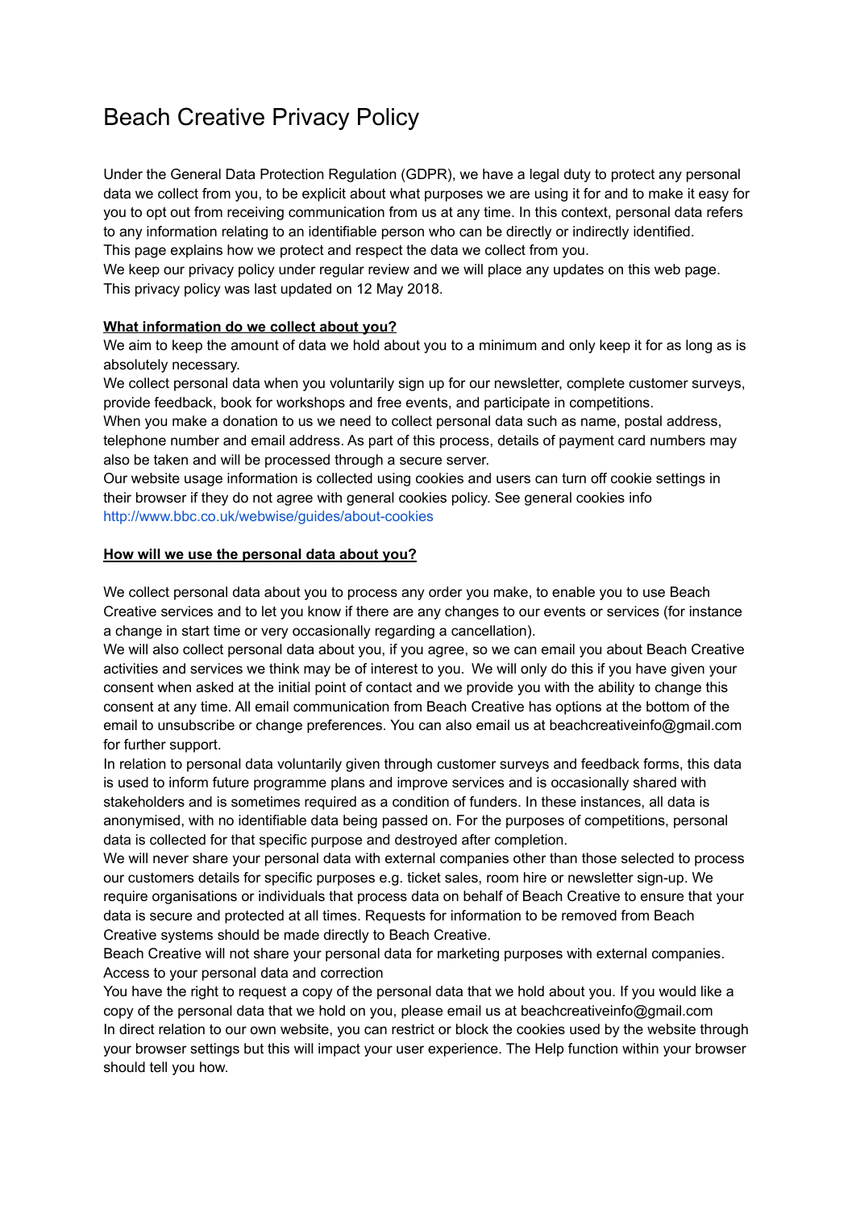# Beach Creative Privacy Policy

Under the General Data Protection Regulation (GDPR), we have a legal duty to protect any personal data we collect from you, to be explicit about what purposes we are using it for and to make it easy for you to opt out from receiving communication from us at any time. In this context, personal data refers to any information relating to an identifiable person who can be directly or indirectly identified.
This page explains how we protect and respect the data we collect from you.
We keep our privacy policy under regular review and we will place any updates on this web page.
This privacy policy was last updated on 12 May 2018.

**What information do we collect about you?**

We aim to keep the amount of data we hold about you to a minimum and only keep it for as long as is absolutely necessary.
We collect personal data when you voluntarily sign up for our newsletter, complete customer surveys, provide feedback, book for workshops and free events, and participate in competitions.
When you make a donation to us we need to collect personal data such as name, postal address, telephone number and email address. As part of this process, details of payment card numbers may also be taken and will be processed through a secure server.
Our website usage information is collected using cookies and users can turn off cookie settings in their browser if they do not agree with general cookies policy. See general cookies info http://www.bbc.co.uk/webwise/guides/about-cookies

**How will we use the personal data about you?**

We collect personal data about you to process any order you make, to enable you to use Beach Creative services and to let you know if there are any changes to our events or services (for instance a change in start time or very occasionally regarding a cancellation).
We will also collect personal data about you, if you agree, so we can email you about Beach Creative activities and services we think may be of interest to you. We will only do this if you have given your consent when asked at the initial point of contact and we provide you with the ability to change this consent at any time. All email communication from Beach Creative has options at the bottom of the email to unsubscribe or change preferences. You can also email us at beachcreativeinfo@gmail.com for further support.
In relation to personal data voluntarily given through customer surveys and feedback forms, this data is used to inform future programme plans and improve services and is occasionally shared with stakeholders and is sometimes required as a condition of funders. In these instances, all data is anonymised, with no identifiable data being passed on. For the purposes of competitions, personal data is collected for that specific purpose and destroyed after completion.
We will never share your personal data with external companies other than those selected to process our customers details for specific purposes e.g. ticket sales, room hire or newsletter sign-up. We require organisations or individuals that process data on behalf of Beach Creative to ensure that your data is secure and protected at all times. Requests for information to be removed from Beach Creative systems should be made directly to Beach Creative.
Beach Creative will not share your personal data for marketing purposes with external companies.
Access to your personal data and correction
You have the right to request a copy of the personal data that we hold about you. If you would like a copy of the personal data that we hold on you, please email us at beachcreativeinfo@gmail.com
In direct relation to our own website, you can restrict or block the cookies used by the website through your browser settings but this will impact your user experience. The Help function within your browser should tell you how.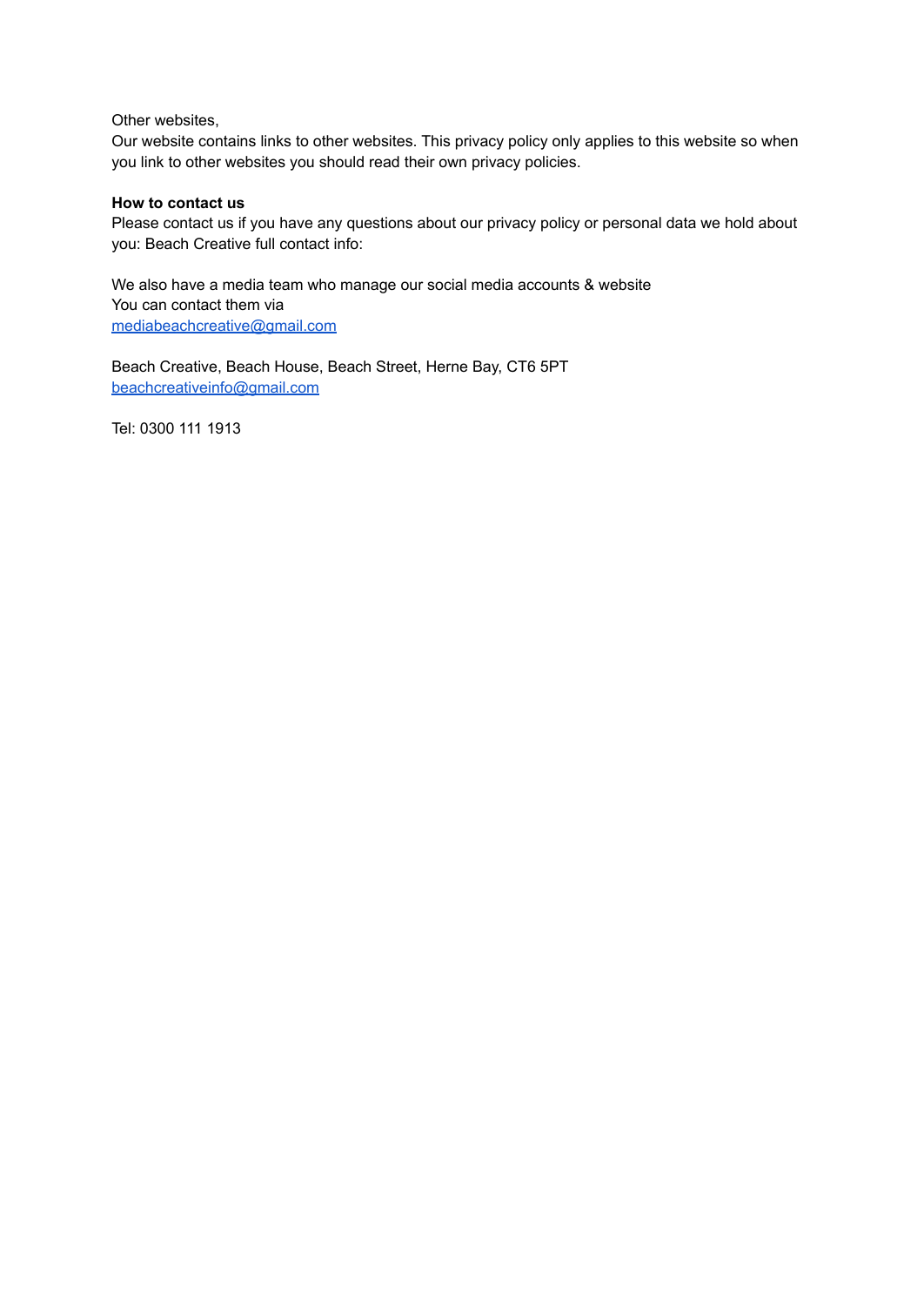Other websites,
Our website contains links to other websites. This privacy policy only applies to this website so when you link to other websites you should read their own privacy policies.

**How to contact us**
Please contact us if you have any questions about our privacy policy or personal data we hold about you: Beach Creative full contact info:

We also have a media team who manage our social media accounts & website
You can contact them via
mediabeachcreative@gmail.com

Beach Creative, Beach House, Beach Street, Herne Bay, CT6 5PT
beachcreativeinfo@gmail.com

Tel: 0300 111 1913